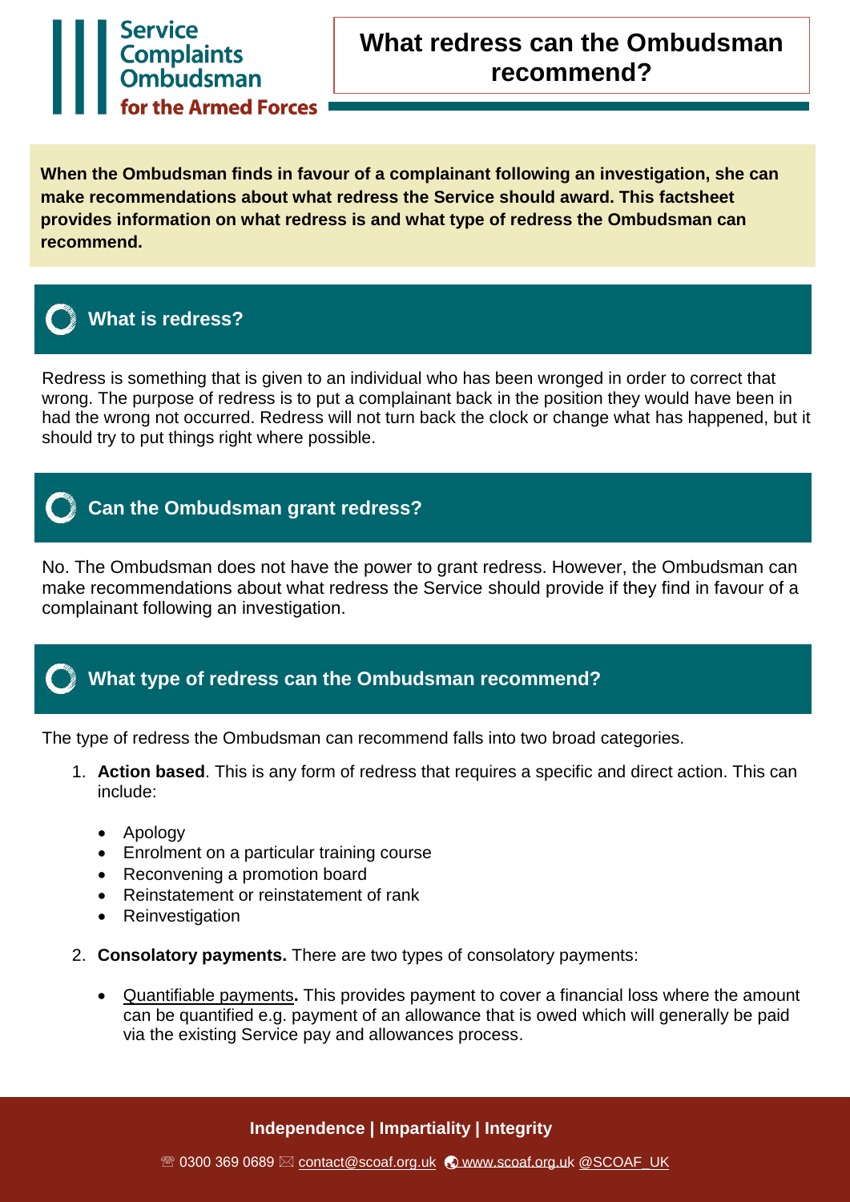Service Complaints Ombudsman for the Armed Forces

# What redress can the Ombudsman recommend?

**When the Ombudsman finds in favour of a complainant following an investigation, she can make recommendations about what redress the Service should award. This factsheet provides information on what redress is and what type of redress the Ombudsman can recommend.**

## What is redress?

Redress is something that is given to an individual who has been wronged in order to correct that wrong. The purpose of redress is to put a complainant back in the position they would have been in had the wrong not occurred. Redress will not turn back the clock or change what has happened, but it should try to put things right where possible.

## Can the Ombudsman grant redress?

No. The Ombudsman does not have the power to grant redress. However, the Ombudsman can make recommendations about what redress the Service should provide if they find in favour of a complainant following an investigation.

## What type of redress can the Ombudsman recommend?

The type of redress the Ombudsman can recommend falls into two broad categories.

1. **Action based**. This is any form of redress that requires a specific and direct action. This can include:

   - Apology
   - Enrolment on a particular training course
   - Reconvening a promotion board
   - Reinstatement or reinstatement of rank
   - Reinvestigation

2. **Consolatory payments.** There are two types of consolatory payments:

   - Quantifiable payments**.** This provides payment to cover a financial loss where the amount can be quantified e.g. payment of an allowance that is owed which will generally be paid via the existing Service pay and allowances process.

**Independence | Impartiality | Integrity**

☏ 0300 369 0689 ✉ contact@scoaf.org.uk www.scoaf.org.uk @SCOAF_UK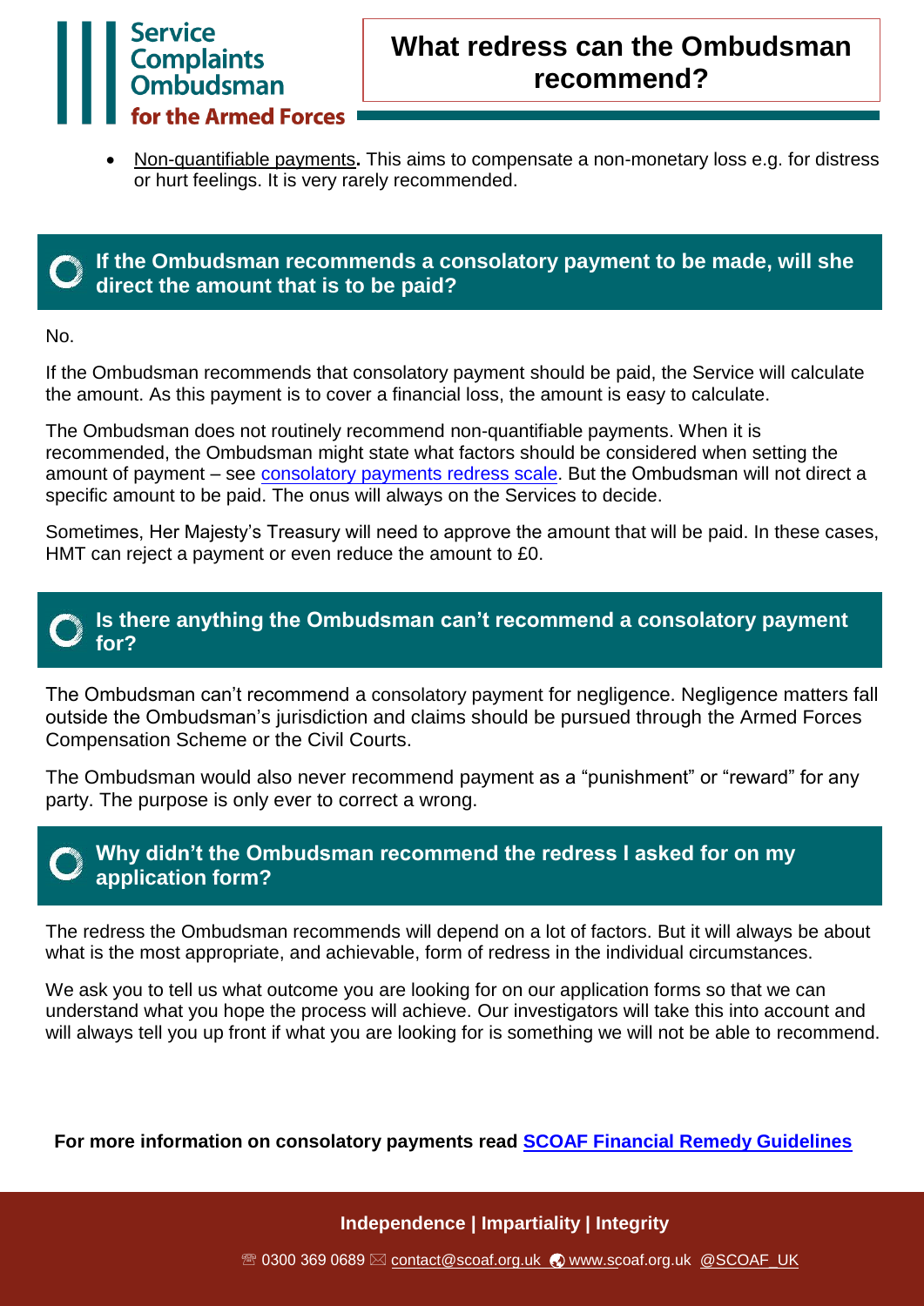- Non-quantifiable payments. This aims to compensate a non-monetary loss e.g. for distress or hurt feelings. It is very rarely recommended.

## If the Ombudsman recommends a consolatory payment to be made, will she direct the amount that is to be paid?

No.

If the Ombudsman recommends that consolatory payment should be paid, the Service will calculate the amount. As this payment is to cover a financial loss, the amount is easy to calculate.

The Ombudsman does not routinely recommend non-quantifiable payments. When it is recommended, the Ombudsman might state what factors should be considered when setting the amount of payment – see consolatory payments redress scale. But the Ombudsman will not direct a specific amount to be paid. The onus will always on the Services to decide.

Sometimes, Her Majesty's Treasury will need to approve the amount that will be paid. In these cases, HMT can reject a payment or even reduce the amount to £0.

## Is there anything the Ombudsman can't recommend a consolatory payment for?

The Ombudsman can't recommend a consolatory payment for negligence. Negligence matters fall outside the Ombudsman's jurisdiction and claims should be pursued through the Armed Forces Compensation Scheme or the Civil Courts.

The Ombudsman would also never recommend payment as a "punishment" or "reward" for any party. The purpose is only ever to correct a wrong.

## Why didn't the Ombudsman recommend the redress I asked for on my application form?

The redress the Ombudsman recommends will depend on a lot of factors. But it will always be about what is the most appropriate, and achievable, form of redress in the individual circumstances.

We ask you to tell us what outcome you are looking for on our application forms so that we can understand what you hope the process will achieve. Our investigators will take this into account and will always tell you up front if what you are looking for is something we will not be able to recommend.

**For more information on consolatory payments read SCOAF Financial Remedy Guidelines**

**Independence | Impartiality | Integrity**

0300 369 0689 contact@scoaf.org.uk www.scoaf.org.uk @SCOAF_UK